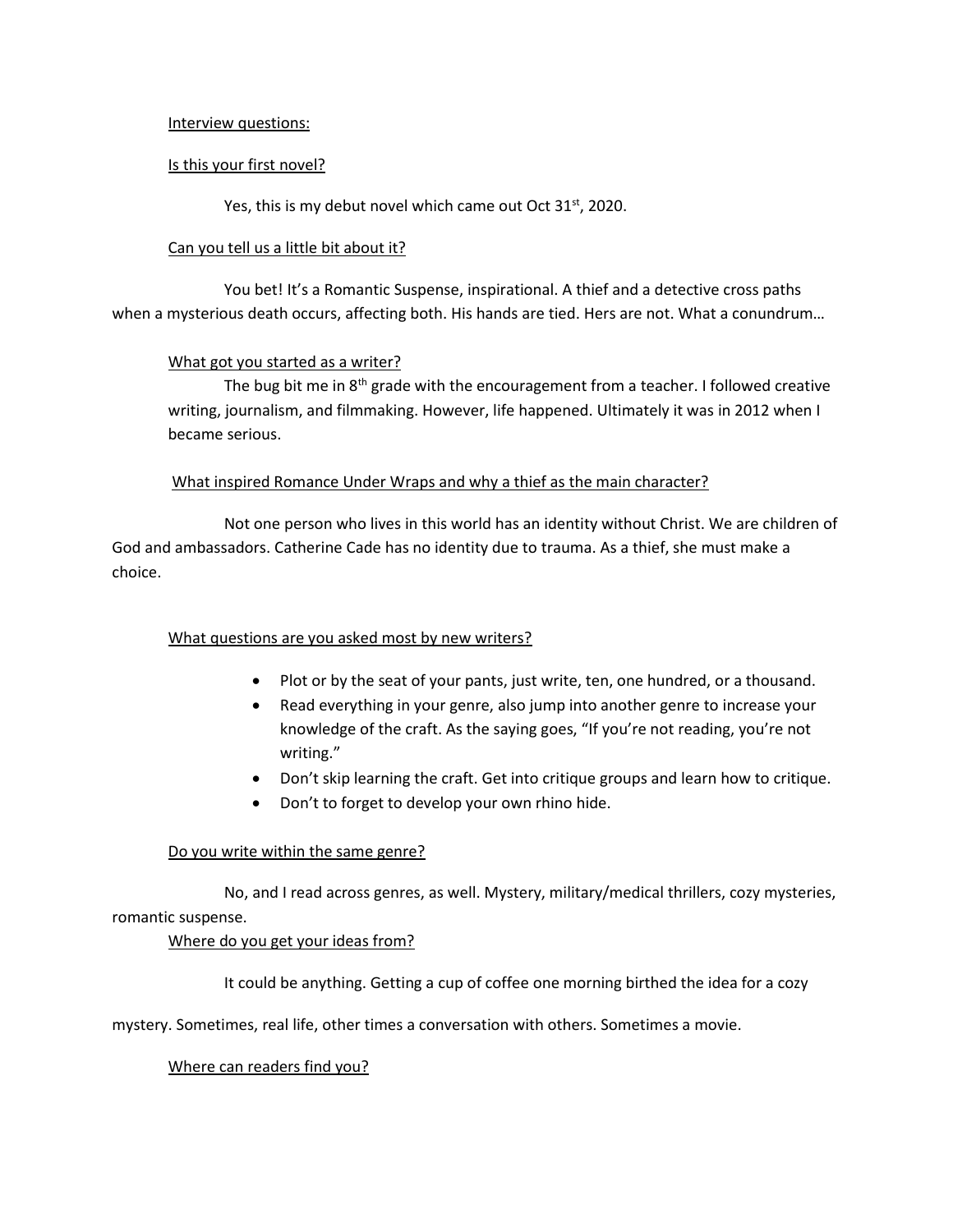Interview questions:

Is this your first novel?

Yes, this is my debut novel which came out Oct 31st, 2020.

Can you tell us a little bit about it?

You bet! It's a Romantic Suspense, inspirational. A thief and a detective cross paths when a mysterious death occurs, affecting both. His hands are tied. Hers are not. What a conundrum…

What got you started as a writer?

The bug bit me in 8th grade with the encouragement from a teacher. I followed creative writing, journalism, and filmmaking. However, life happened. Ultimately it was in 2012 when I became serious.

What inspired Romance Under Wraps and why a thief as the main character?

Not one person who lives in this world has an identity without Christ. We are children of God and ambassadors. Catherine Cade has no identity due to trauma. As a thief, she must make a choice.

What questions are you asked most by new writers?

- Plot or by the seat of your pants, just write, ten, one hundred, or a thousand.
- Read everything in your genre, also jump into another genre to increase your knowledge of the craft. As the saying goes, "If you're not reading, you're not writing."
- Don't skip learning the craft. Get into critique groups and learn how to critique.
- Don't to forget to develop your own rhino hide.

Do you write within the same genre?

No, and I read across genres, as well. Mystery, military/medical thrillers, cozy mysteries, romantic suspense.

Where do you get your ideas from?

It could be anything. Getting a cup of coffee one morning birthed the idea for a cozy mystery. Sometimes, real life, other times a conversation with others. Sometimes a movie.

Where can readers find you?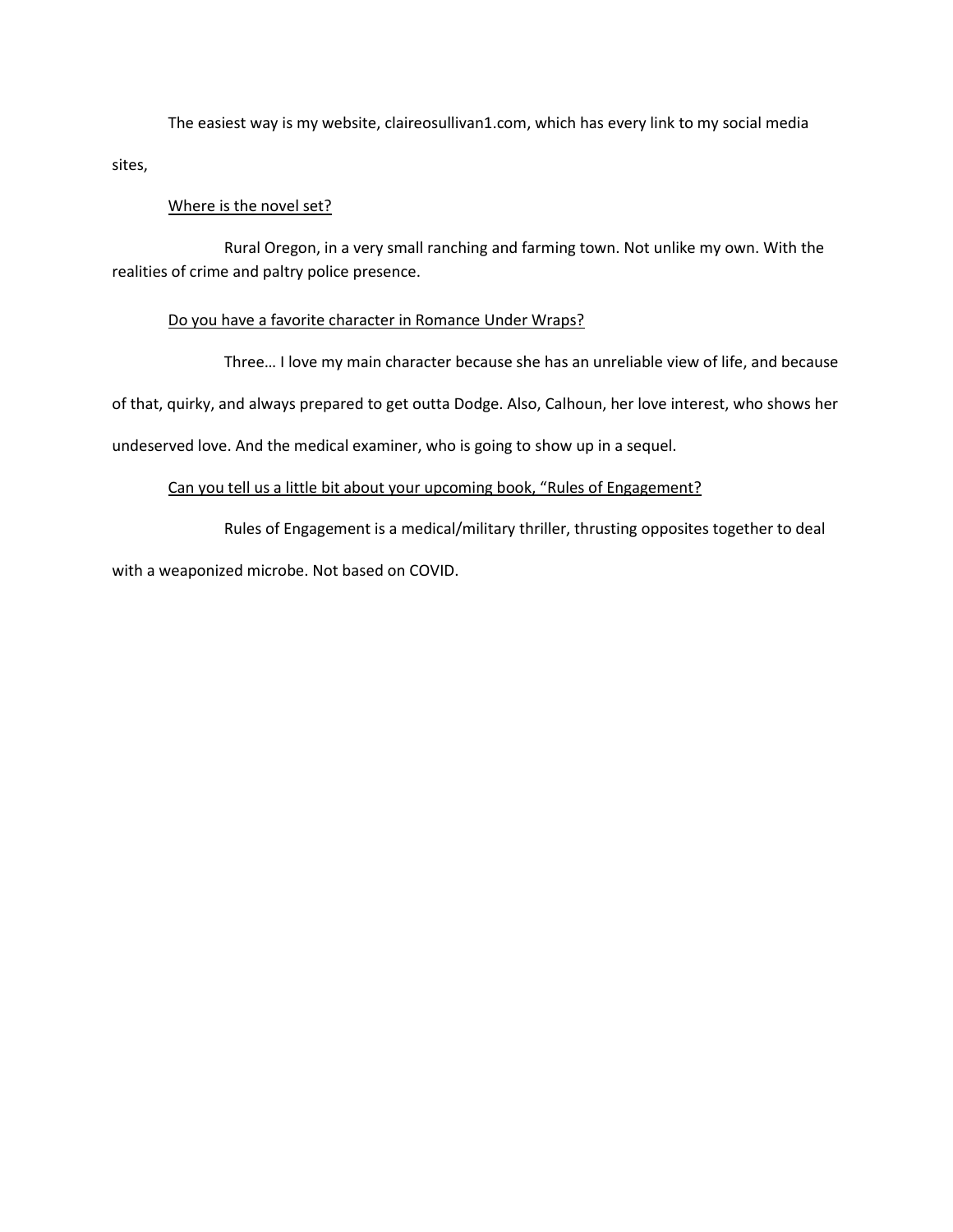The easiest way is my website, claireosullivan1.com, which has every link to my social media sites,

Where is the novel set?

Rural Oregon, in a very small ranching and farming town. Not unlike my own. With the realities of crime and paltry police presence.

Do you have a favorite character in Romance Under Wraps?

Three… I love my main character because she has an unreliable view of life, and because of that, quirky, and always prepared to get outta Dodge. Also, Calhoun, her love interest, who shows her undeserved love. And the medical examiner, who is going to show up in a sequel.

Can you tell us a little bit about your upcoming book, "Rules of Engagement?

Rules of Engagement is a medical/military thriller, thrusting opposites together to deal with a weaponized microbe. Not based on COVID.